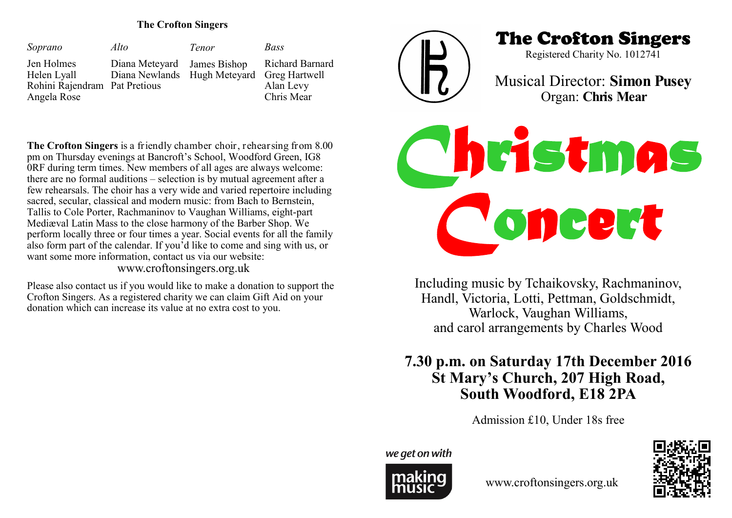## The Crofton Singers

| *Soprano* | *Alto* | *Tenor* | *Bass* |
|---|---|---|---|
| Jen Holmes | Diana Meteyard | James Bishop | Richard Barnard |
| Helen Lyall | Diana Newlands | Hugh Meteyard | Greg Hartwell |
| Rohini Rajendram | Pat Pretious | | Alan Levy |
| Angela Rose | | | Chris Mear |

**The Crofton Singers** is a friendly chamber choir, rehearsing from 8.00 pm on Thursday evenings at Bancroft's School, Woodford Green, IG8 0RF during term times. New members of all ages are always welcome: there are no formal auditions – selection is by mutual agreement after a few rehearsals. The choir has a very wide and varied repertoire including sacred, secular, classical and modern music: from Bach to Bernstein, Tallis to Cole Porter, Rachmaninov to Vaughan Williams, eight-part Mediæval Latin Mass to the close harmony of the Barber Shop. We perform locally three or four times a year. Social events for all the family also form part of the calendar. If you'd like to come and sing with us, or want some more information, contact us via our website:

www.croftonsingers.org.uk

Please also contact us if you would like to make a donation to support the Crofton Singers. As a registered charity we can claim Gift Aid on your donation which can increase its value at no extra cost to you.

# The Crofton Singers

Registered Charity No. 1012741

Musical Director: **Simon Pusey**
Organ: **Chris Mear**

# Christmas Concert

Including music by Tchaikovsky, Rachmaninov, Handl, Victoria, Lotti, Pettman, Goldschmidt, Warlock, Vaughan Williams, and carol arrangements by Charles Wood

**7.30 p.m. on Saturday 17th December 2016**
**St Mary's Church, 207 High Road, South Woodford, E18 2PA**

Admission £10, Under 18s free

*we get on with* making music

www.croftonsingers.org.uk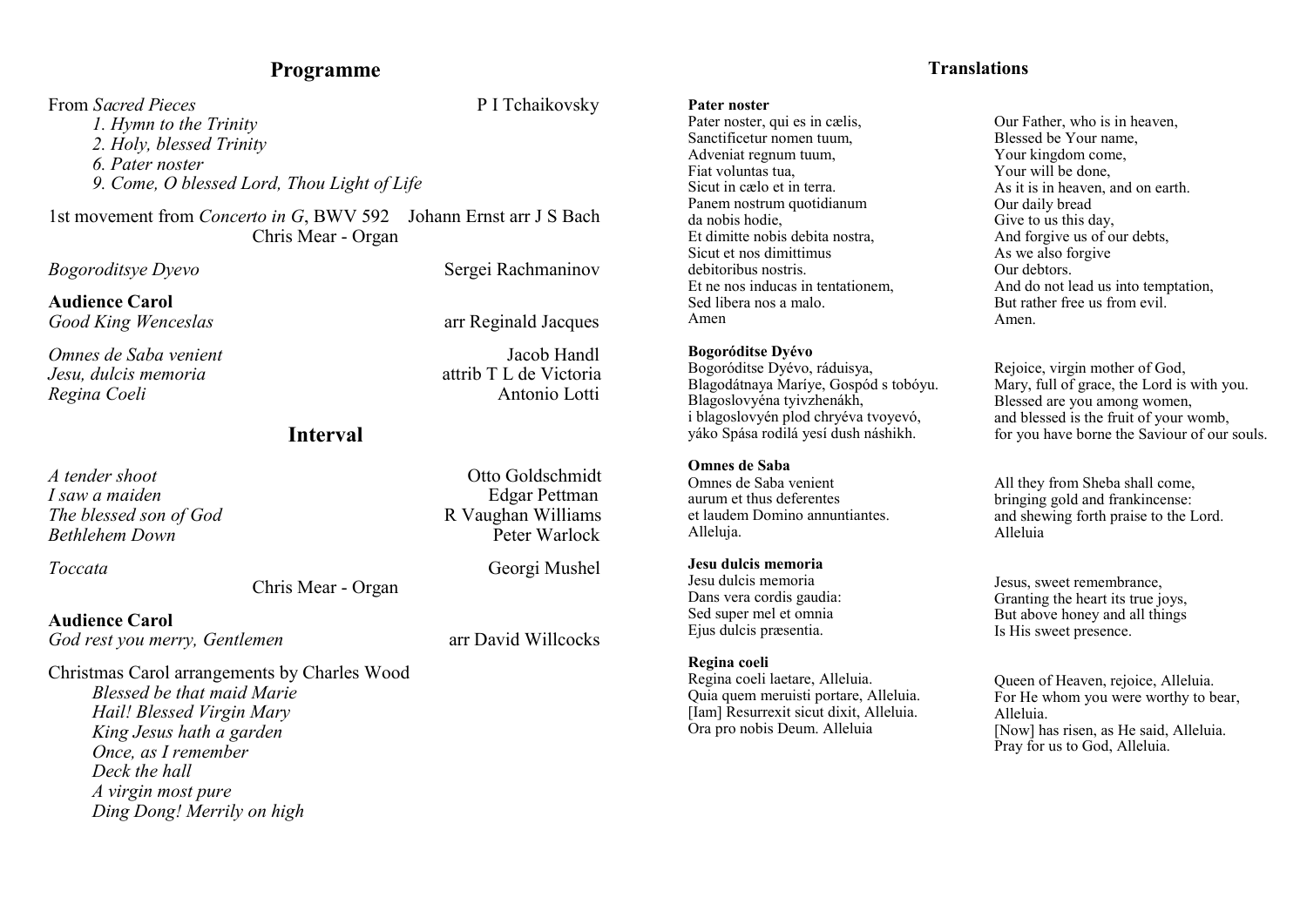## Programme

From *Sacred Pieces* — P I Tchaikovsky

*1. Hymn to the Trinity*
*2. Holy, blessed Trinity*
*6. Pater noster*
*9. Come, O blessed Lord, Thou Light of Life*

1st movement from *Concerto in G*, BWV 592 — Johann Ernst arr J S Bach
Chris Mear - Organ

*Bogoroditsye Dyevo* — Sergei Rachmaninov

**Audience Carol**
*Good King Wenceslas* — arr Reginald Jacques

*Omnes de Saba venient* — Jacob Handl
*Jesu, dulcis memoria* — attrib T L de Victoria
*Regina Coeli* — Antonio Lotti

## Interval

*A tender shoot* — Otto Goldschmidt
*I saw a maiden* — Edgar Pettman
*The blessed son of God* — R Vaughan Williams
*Bethlehem Down* — Peter Warlock

*Toccata* — Georgi Mushel
Chris Mear - Organ

**Audience Carol**
*God rest you merry, Gentlemen* — arr David Willcocks

Christmas Carol arrangements by Charles Wood

*Blessed be that maid Marie*
*Hail! Blessed Virgin Mary*
*King Jesus hath a garden*
*Once, as I remember*
*Deck the hall*
*A virgin most pure*
*Ding Dong! Merrily on high*

## Translations

**Pater noster**

| | |
|---|---|
| Pater noster, qui es in cælis, | Our Father, who is in heaven, |
| Sanctificetur nomen tuum, | Blessed be Your name, |
| Adveniat regnum tuum, | Your kingdom come, |
| Fiat voluntas tua, | Your will be done, |
| Sicut in cælo et in terra. | As it is in heaven, and on earth. |
| Panem nostrum quotidianum | Our daily bread |
| da nobis hodie, | Give to us this day, |
| Et dimitte nobis debita nostra, | And forgive us of our debts, |
| Sicut et nos dimittimus | As we also forgive |
| debitoribus nostris. | Our debtors. |
| Et ne nos inducas in tentationem, | And do not lead us into temptation, |
| Sed libera nos a malo. | But rather free us from evil. |
| Amen | Amen. |

**Bogoróditse Dyévo**

| | |
|---|---|
| Bogoróditse Dyévo, ráduisya, | Rejoice, virgin mother of God, |
| Blagodátnaya Maríye, Gospód s tobóyu. | Mary, full of grace, the Lord is with you. |
| Blagoslovyéna tyivzhenákh, | Blessed are you among women, |
| i blagoslovyén plod chryéva tvoyevó, | and blessed is the fruit of your womb, |
| yáko Spása rodilá yesí dush náshikh. | for you have borne the Saviour of our souls. |

**Omnes de Saba**

| | |
|---|---|
| Omnes de Saba venient | All they from Sheba shall come, |
| aurum et thus deferentes | bringing gold and frankincense: |
| et laudem Domino annuntiantes. | and shewing forth praise to the Lord. |
| Alleluja. | Alleluia |

**Jesu dulcis memoria**

| | |
|---|---|
| Jesu dulcis memoria | Jesus, sweet remembrance, |
| Dans vera cordis gaudia: | Granting the heart its true joys, |
| Sed super mel et omnia | But above honey and all things |
| Ejus dulcis præsentia. | Is His sweet presence. |

**Regina coeli**

| | |
|---|---|
| Regina coeli laetare, Alleluia. | Queen of Heaven, rejoice, Alleluia. |
| Quia quem meruisti portare, Alleluia. | For He whom you were worthy to bear, Alleluia. |
| [Iam] Resurrexit sicut dixit, Alleluia. | [Now] has risen, as He said, Alleluia. |
| Ora pro nobis Deum. Alleluia | Pray for us to God, Alleluia. |